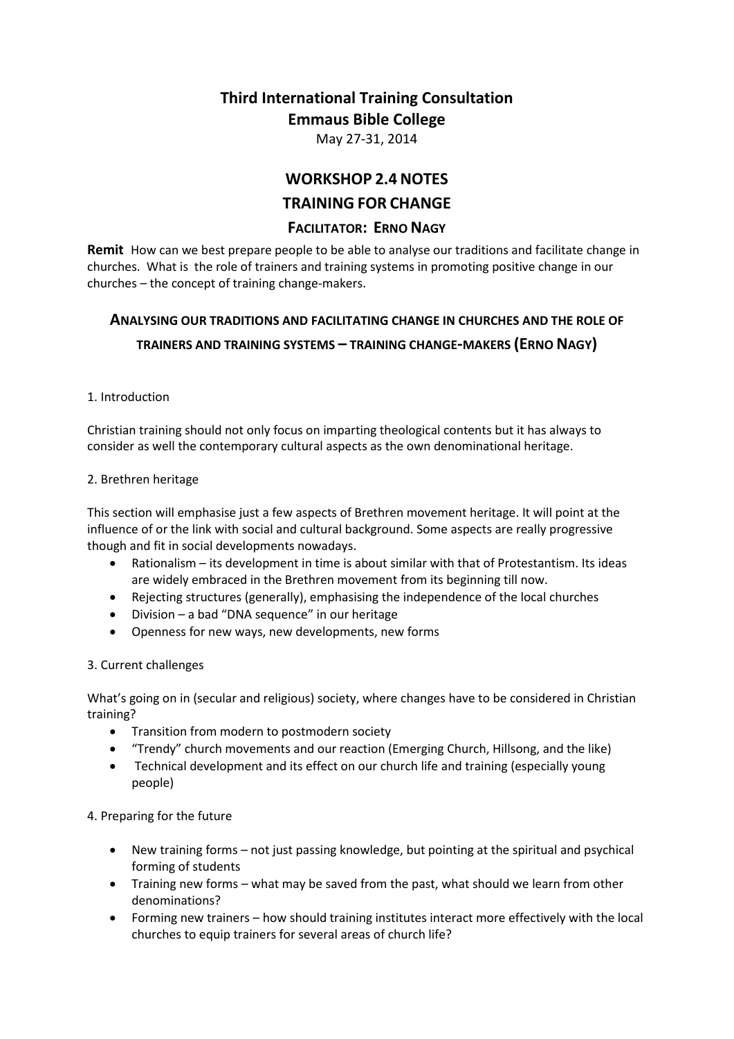# Third International Training Consultation

## Emmaus Bible College

May 27-31, 2014

## WORKSHOP 2.4 NOTES

## TRAINING FOR CHANGE

### FACILITATOR: ERNO NAGY

**Remit** How can we best prepare people to be able to analyse our traditions and facilitate change in churches. What is the role of trainers and training systems in promoting positive change in our churches – the concept of training change-makers.

### ANALYSING OUR TRADITIONS AND FACILITATING CHANGE IN CHURCHES AND THE ROLE OF TRAINERS AND TRAINING SYSTEMS – TRAINING CHANGE-MAKERS (ERNO NAGY)

1. Introduction

Christian training should not only focus on imparting theological contents but it has always to consider as well the contemporary cultural aspects as the own denominational heritage.

2. Brethren heritage

This section will emphasise just a few aspects of Brethren movement heritage. It will point at the influence of or the link with social and cultural background. Some aspects are really progressive though and fit in social developments nowadays.

- Rationalism – its development in time is about similar with that of Protestantism. Its ideas are widely embraced in the Brethren movement from its beginning till now.
- Rejecting structures (generally), emphasising the independence of the local churches
- Division – a bad "DNA sequence" in our heritage
- Openness for new ways, new developments, new forms

3. Current challenges

What's going on in (secular and religious) society, where changes have to be considered in Christian training?

- Transition from modern to postmodern society
- "Trendy" church movements and our reaction (Emerging Church, Hillsong, and the like)
- Technical development and its effect on our church life and training (especially young people)

4. Preparing for the future

- New training forms – not just passing knowledge, but pointing at the spiritual and psychical forming of students
- Training new forms – what may be saved from the past, what should we learn from other denominations?
- Forming new trainers – how should training institutes interact more effectively with the local churches to equip trainers for several areas of church life?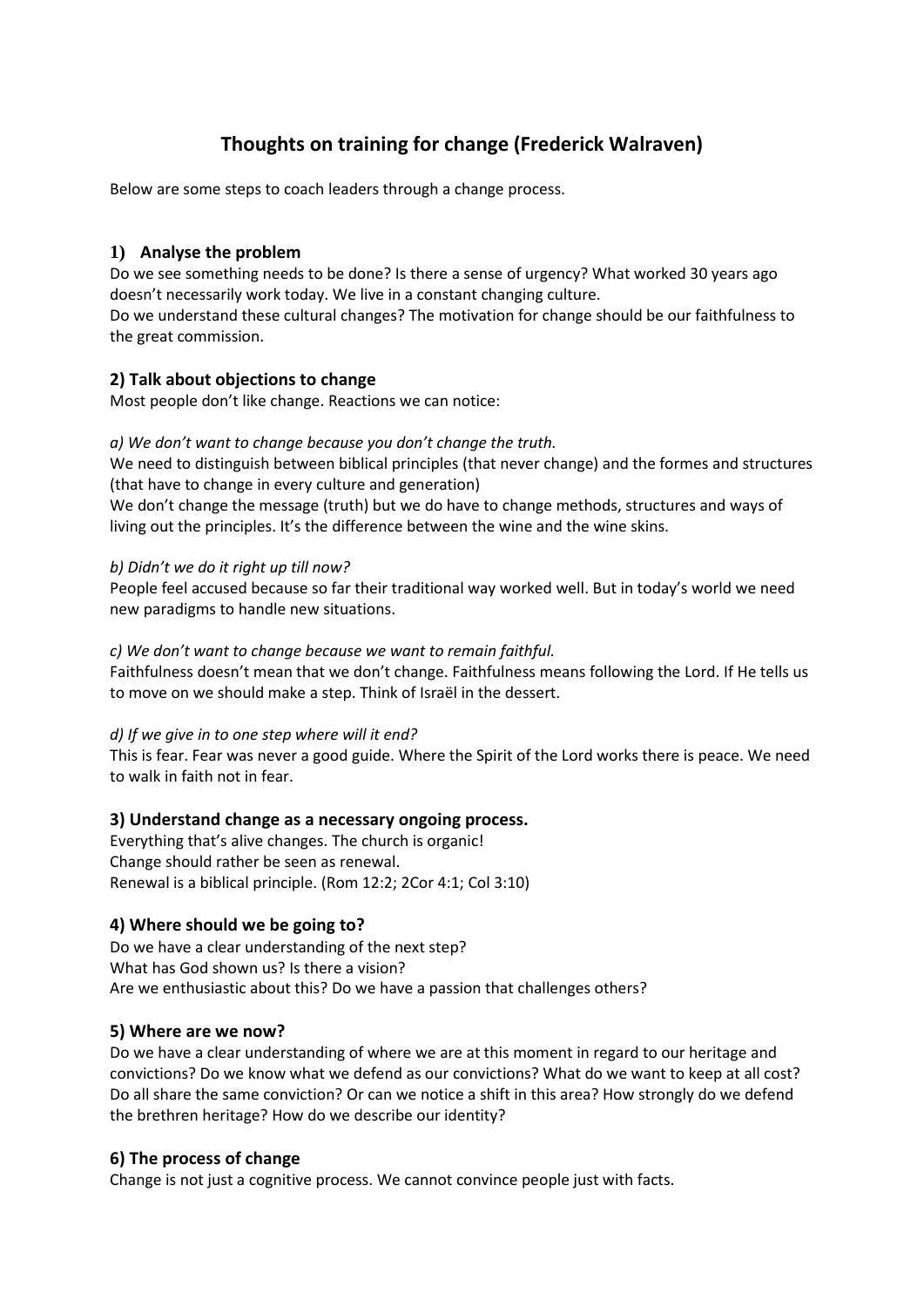# Thoughts on training for change (Frederick Walraven)

Below are some steps to coach leaders through a change process.

## 1) Analyse the problem

Do we see something needs to be done? Is there a sense of urgency? What worked 30 years ago doesn't necessarily work today. We live in a constant changing culture.
Do we understand these cultural changes? The motivation for change should be our faithfulness to the great commission.

## 2) Talk about objections to change

Most people don't like change. Reactions we can notice:

*a) We don't want to change because you don't change the truth.*
We need to distinguish between biblical principles (that never change) and the formes and structures (that have to change in every culture and generation)
We don't change the message (truth) but we do have to change methods, structures and ways of living out the principles. It's the difference between the wine and the wine skins.

*b) Didn't we do it right up till now?*
People feel accused because so far their traditional way worked well. But in today's world we need new paradigms to handle new situations.

*c) We don't want to change because we want to remain faithful.*
Faithfulness doesn't mean that we don't change. Faithfulness means following the Lord. If He tells us to move on we should make a step. Think of Israël in the dessert.

*d) If we give in to one step where will it end?*
This is fear. Fear was never a good guide. Where the Spirit of the Lord works there is peace. We need to walk in faith not in fear.

## 3) Understand change as a necessary ongoing process.

Everything that's alive changes. The church is organic!
Change should rather be seen as renewal.
Renewal is a biblical principle. (Rom 12:2; 2Cor 4:1; Col 3:10)

## 4) Where should we be going to?

Do we have a clear understanding of the next step?
What has God shown us? Is there a vision?
Are we enthusiastic about this? Do we have a passion that challenges others?

## 5) Where are we now?

Do we have a clear understanding of where we are at this moment in regard to our heritage and convictions? Do we know what we defend as our convictions? What do we want to keep at all cost? Do all share the same conviction? Or can we notice a shift in this area? How strongly do we defend the brethren heritage? How do we describe our identity?

## 6) The process of change

Change is not just a cognitive process. We cannot convince people just with facts.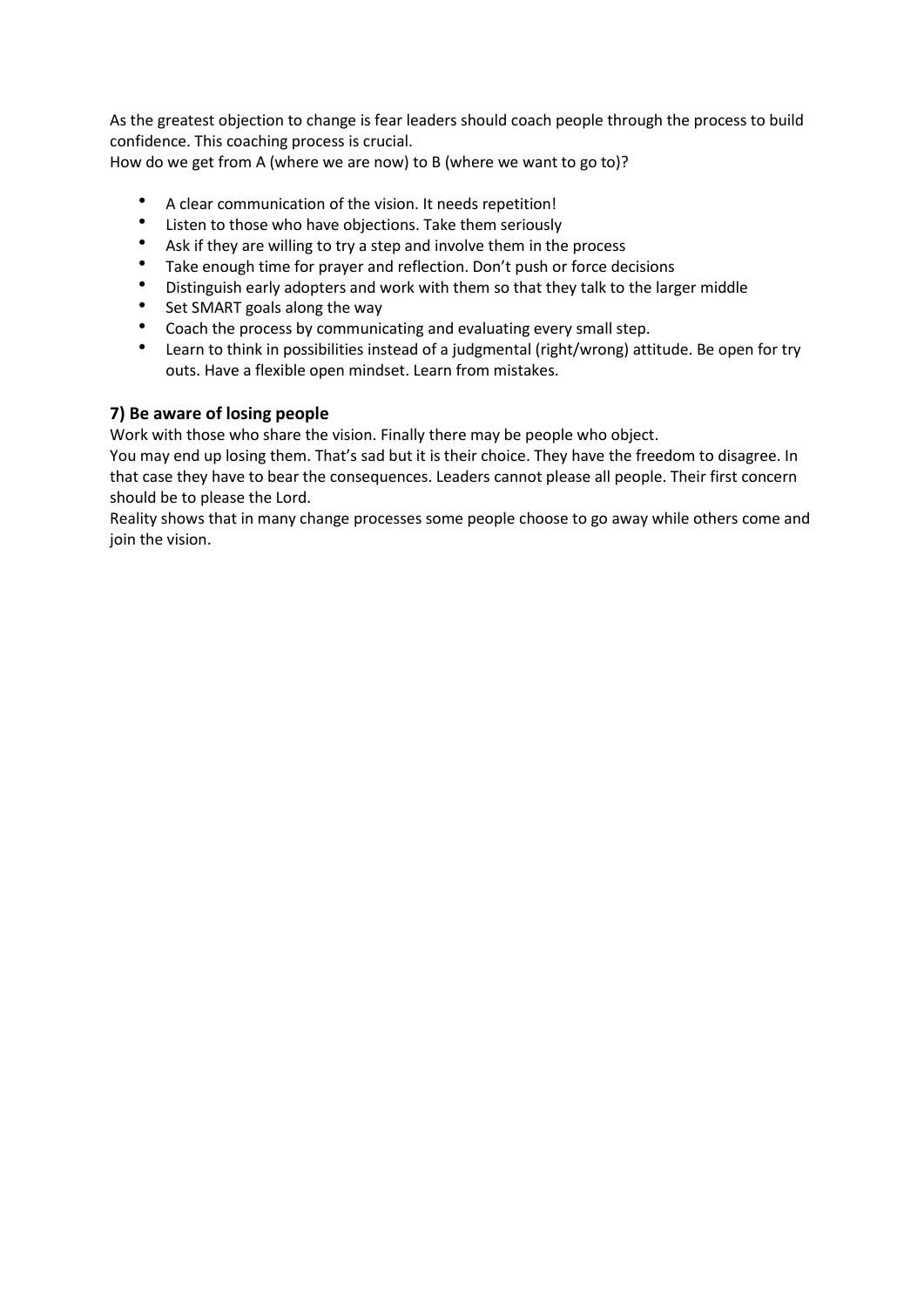As the greatest objection to change is fear leaders should coach people through the process to build confidence. This coaching process is crucial.
How do we get from A (where we are now) to B (where we want to go to)?

- A clear communication of the vision. It needs repetition!
- Listen to those who have objections. Take them seriously
- Ask if they are willing to try a step and involve them in the process
- Take enough time for prayer and reflection. Don't push or force decisions
- Distinguish early adopters and work with them so that they talk to the larger middle
- Set SMART goals along the way
- Coach the process by communicating and evaluating every small step.
- Learn to think in possibilities instead of a judgmental (right/wrong) attitude. Be open for try outs. Have a flexible open mindset. Learn from mistakes.

### 7) Be aware of losing people

Work with those who share the vision. Finally there may be people who object.
You may end up losing them. That's sad but it is their choice. They have the freedom to disagree. In that case they have to bear the consequences. Leaders cannot please all people. Their first concern should be to please the Lord.
Reality shows that in many change processes some people choose to go away while others come and join the vision.